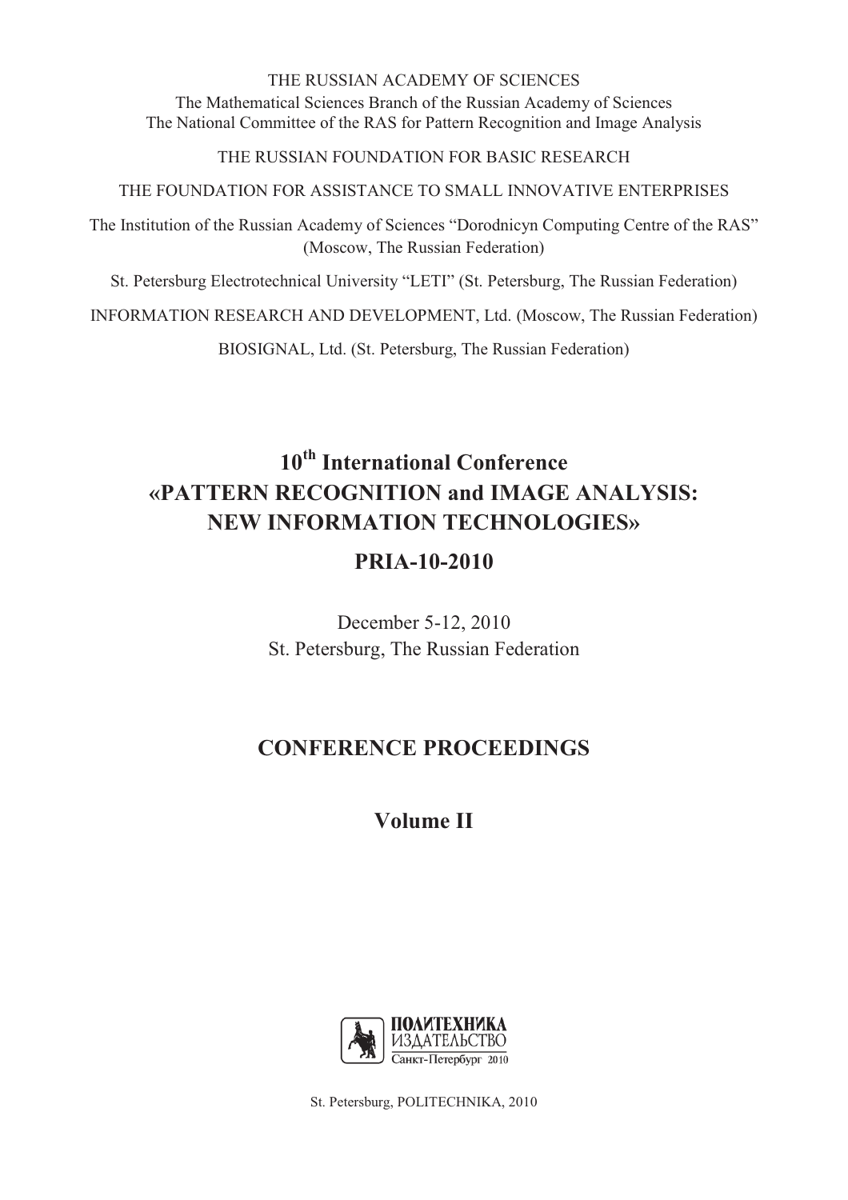THE RUSSIAN ACADEMY OF SCIENCES

The Mathematical Sciences Branch of the Russian Academy of Sciences

The National Committee of the RAS for Pattern Recognition and Image Analysis

THE RUSSIAN FOUNDATION FOR BASIC RESEARCH

THE FOUNDATION FOR ASSISTANCE TO SMALL INNOVATIVE ENTERPRISES

The Institution of the Russian Academy of Sciences "Dorodnicyn Computing Centre of the RAS" (Moscow, The Russian Federation)

St. Petersburg Electrotechnical University "LETI" (St. Petersburg, The Russian Federation)

INFORMATION RESEARCH AND DEVELOPMENT, Ltd. (Moscow, The Russian Federation)

BIOSIGNAL, Ltd. (St. Petersburg, The Russian Federation)

# 10th International Conference «PATTERN RECOGNITION and IMAGE ANALYSIS: NEW INFORMATION TECHNOLOGIES»

## PRIA-10-2010

December 5-12, 2010

St. Petersburg, The Russian Federation

## CONFERENCE PROCEEDINGS

## Volume II

ПОЛИТЕХНИКА ИЗДАТЕЛЬСТВО Санкт-Петербург 2010

St. Petersburg, POLITECHNIKA, 2010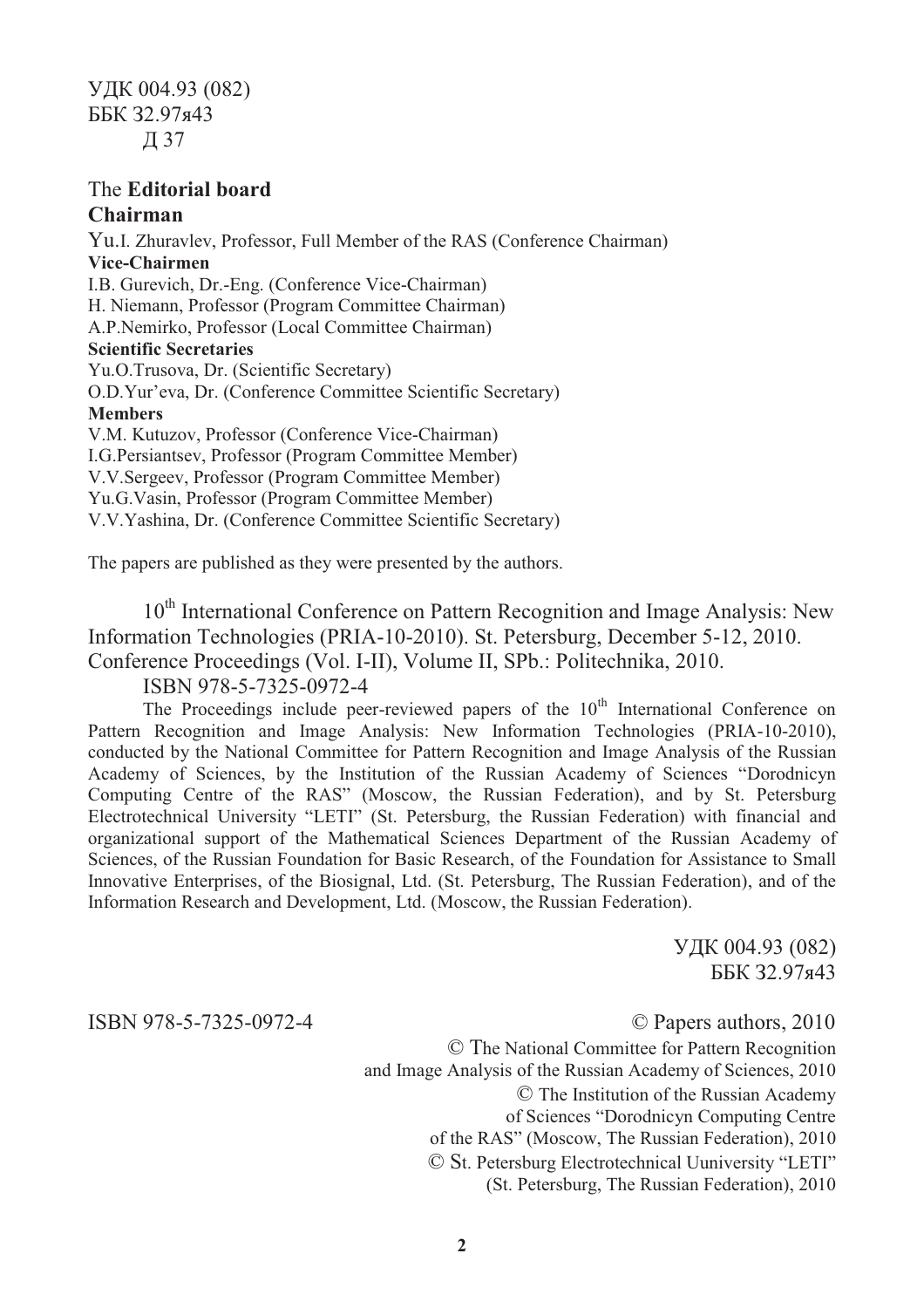УДК 004.93 (082)
ББК 32.97я43
Д 37

The **Editorial board**
**Chairman**

Yu.I. Zhuravlev, Professor, Full Member of the RAS (Conference Chairman)

**Vice-Chairmen**

I.B. Gurevich, Dr.-Eng. (Conference Vice-Chairman)
H. Niemann, Professor (Program Committee Chairman)
A.P.Nemirko, Professor (Local Committee Chairman)

**Scientific Secretaries**

Yu.O.Trusova, Dr. (Scientific Secretary)
O.D.Yur'eva, Dr. (Conference Committee Scientific Secretary)

**Members**

V.M. Kutuzov, Professor (Conference Vice-Chairman)
I.G.Persiantsev, Professor (Program Committee Member)
V.V.Sergeev, Professor (Program Committee Member)
Yu.G.Vasin, Professor (Program Committee Member)
V.V.Yashina, Dr. (Conference Committee Scientific Secretary)

The papers are published as they were presented by the authors.

10th International Conference on Pattern Recognition and Image Analysis: New Information Technologies (PRIA-10-2010). St. Petersburg, December 5-12, 2010. Conference Proceedings (Vol. I-II), Volume II, SPb.: Politechnika, 2010.
ISBN 978-5-7325-0972-4

The Proceedings include peer-reviewed papers of the 10th International Conference on Pattern Recognition and Image Analysis: New Information Technologies (PRIA-10-2010), conducted by the National Committee for Pattern Recognition and Image Analysis of the Russian Academy of Sciences, by the Institution of the Russian Academy of Sciences "Dorodnicyn Computing Centre of the RAS" (Moscow, the Russian Federation), and by St. Petersburg Electrotechnical University "LETI" (St. Petersburg, the Russian Federation) with financial and organizational support of the Mathematical Sciences Department of the Russian Academy of Sciences, of the Russian Foundation for Basic Research, of the Foundation for Assistance to Small Innovative Enterprises, of the Biosignal, Ltd. (St. Petersburg, The Russian Federation), and of the Information Research and Development, Ltd. (Moscow, the Russian Federation).

УДК 004.93 (082)
ББК 32.97я43

ISBN 978-5-7325-0972-4

© Papers authors, 2010
© The National Committee for Pattern Recognition and Image Analysis of the Russian Academy of Sciences, 2010
© The Institution of the Russian Academy of Sciences "Dorodnicyn Computing Centre of the RAS" (Moscow, The Russian Federation), 2010
© St. Petersburg Electrotechnical Uuniversity "LETI" (St. Petersburg, The Russian Federation), 2010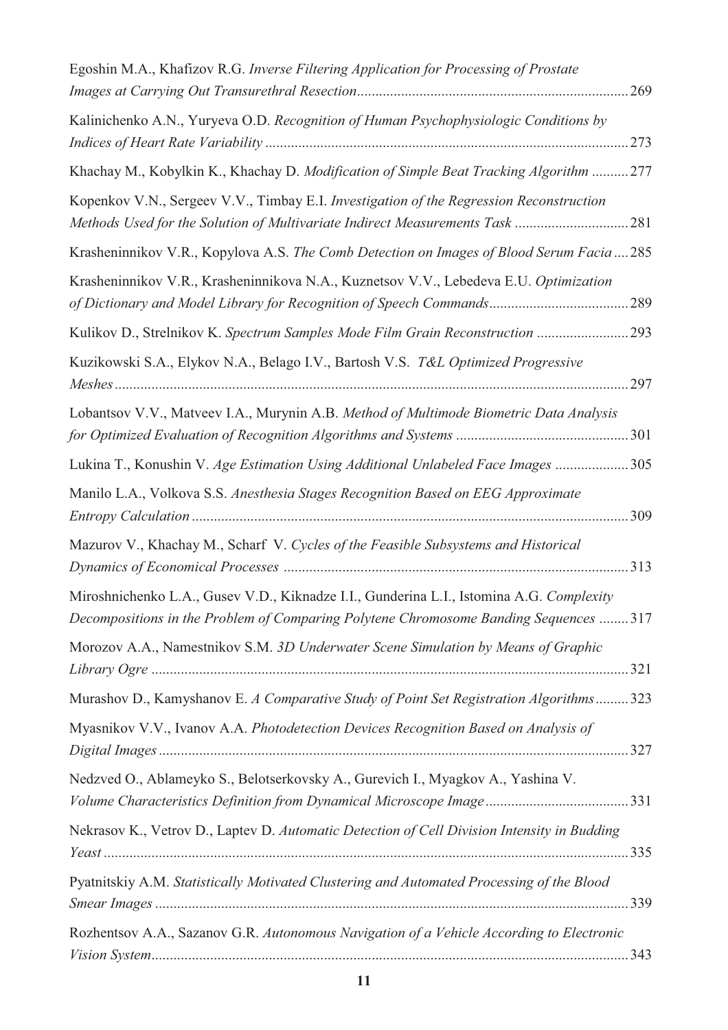Egoshin M.A., Khafizov R.G. *Inverse Filtering Application for Processing of Prostate Images at Carrying Out Transurethral Resection* ........ 269

Kalinichenko A.N., Yuryeva O.D. *Recognition of Human Psychophysiologic Conditions by Indices of Heart Rate Variability* ........ 273

Khachay M., Kobylkin K., Khachay D. *Modification of Simple Beat Tracking Algorithm* ........ 277

Kopenkov V.N., Sergeev V.V., Timbay E.I. *Investigation of the Regression Reconstruction Methods Used for the Solution of Multivariate Indirect Measurements Task* ........ 281

Krasheninnikov V.R., Kopylova A.S. *The Comb Detection on Images of Blood Serum Facia* ........ 285

Krasheninnikov V.R., Krasheninnikova N.A., Kuznetsov V.V., Lebedeva E.U. *Optimization of Dictionary and Model Library for Recognition of Speech Commands* ........ 289

Kulikov D., Strelnikov K. *Spectrum Samples Mode Film Grain Reconstruction* ........ 293

Kuzikowski S.A., Elykov N.A., Belago I.V., Bartosh V.S. *T&L Optimized Progressive Meshes* ........ 297

Lobantsov V.V., Matveev I.A., Murynin A.B. *Method of Multimode Biometric Data Analysis for Optimized Evaluation of Recognition Algorithms and Systems* ........ 301

Lukina T., Konushin V. *Age Estimation Using Additional Unlabeled Face Images* ........ 305

Manilo L.A., Volkova S.S. *Anesthesia Stages Recognition Based on EEG Approximate Entropy Calculation* ........ 309

Mazurov V., Khachay M., Scharf V. *Cycles of the Feasible Subsystems and Historical Dynamics of Economical Processes* ........ 313

Miroshnichenko L.A., Gusev V.D., Kiknadze I.I., Gunderina L.I., Istomina A.G. *Complexity Decompositions in the Problem of Comparing Polytene Chromosome Banding Sequences* ........ 317

Morozov A.A., Namestnikov S.M. *3D Underwater Scene Simulation by Means of Graphic Library Ogre* ........ 321

Murashov D., Kamyshanov E. *A Comparative Study of Point Set Registration Algorithms* ........ 323

Myasnikov V.V., Ivanov A.A. *Photodetection Devices Recognition Based on Analysis of Digital Images* ........ 327

Nedzved O., Ablameyko S., Belotserkovsky A., Gurevich I., Myagkov A., Yashina V. *Volume Characteristics Definition from Dynamical Microscope Image* ........ 331

Nekrasov K., Vetrov D., Laptev D. *Automatic Detection of Cell Division Intensity in Budding Yeast* ........ 335

Pyatnitskiy A.M. *Statistically Motivated Clustering and Automated Processing of the Blood Smear Images* ........ 339

Rozhentsov A.A., Sazanov G.R. *Autonomous Navigation of a Vehicle According to Electronic Vision System* ........ 343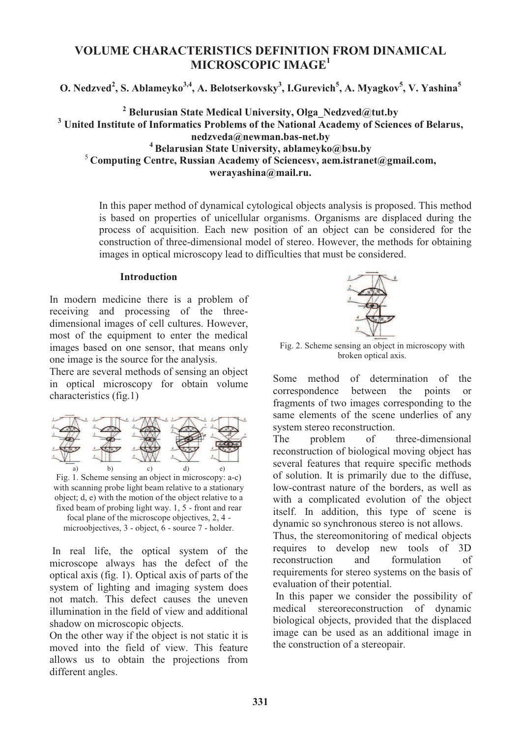# VOLUME CHARACTERISTICS DEFINITION FROM DINAMICAL MICROSCOPIC IMAGE[1]

**O. Nedzved[2], S. Ablameyko[3,4], A. Belotserkovsky[3], I.Gurevich[5], A. Myagkov[5], V. Yashina[5]**

**[2] Belurusian State Medical University, Olga_Nedzved@tut.by**
**[3] United Institute of Informatics Problems of the National Academy of Sciences of Belarus, nedzveda@newman.bas-net.by**
**[4] Belarusian State University, ablameyko@bsu.by**
**[5] Computing Centre, Russian Academy of Sciencesv, aem.istranet@gmail.com, werayashina@mail.ru.**

In this paper method of dynamical cytological objects analysis is proposed. This method is based on properties of unicellular organisms. Organisms are displaced during the process of acquisition. Each new position of an object can be considered for the construction of three-dimensional model of stereo. However, the methods for obtaining images in optical microscopy lead to difficulties that must be considered.

## Introduction

In modern medicine there is a problem of receiving and processing of the three-dimensional images of cell cultures. However, most of the equipment to enter the medical images based on one sensor, that means only one image is the source for the analysis.
There are several methods of sensing an object in optical microscopy for obtain volume characteristics (fig.1)

a) b) c) d) e)

Fig. 1. Scheme sensing an object in microscopy: a-c) with scanning probe light beam relative to a stationary object; d, e) with the motion of the object relative to a fixed beam of probing light way. 1, 5 - front and rear focal plane of the microscope objectives, 2, 4 - microobjectives, 3 - object, 6 - source 7 - holder.

In real life, the optical system of the microscope always has the defect of the optical axis (fig. 1). Optical axis of parts of the system of lighting and imaging system does not match. This defect causes the uneven illumination in the field of view and additional shadow on microscopic objects.
On the other way if the object is not static it is moved into the field of view. This feature allows us to obtain the projections from different angles.

Fig. 2. Scheme sensing an object in microscopy with broken optical axis.

Some method of determination of the correspondence between the points or fragments of two images corresponding to the same elements of the scene underlies of any system stereo reconstruction.
The problem of three-dimensional reconstruction of biological moving object has several features that require specific methods of solution. It is primarily due to the diffuse, low-contrast nature of the borders, as well as with a complicated evolution of the object itself. In addition, this type of scene is dynamic so synchronous stereo is not allows.
Thus, the stereomonitoring of medical objects requires to develop new tools of 3D reconstruction and formulation of requirements for stereo systems on the basis of evaluation of their potential.
In this paper we consider the possibility of medical stereoreconstruction of dynamic biological objects, provided that the displaced image can be used as an additional image in the construction of a stereopair.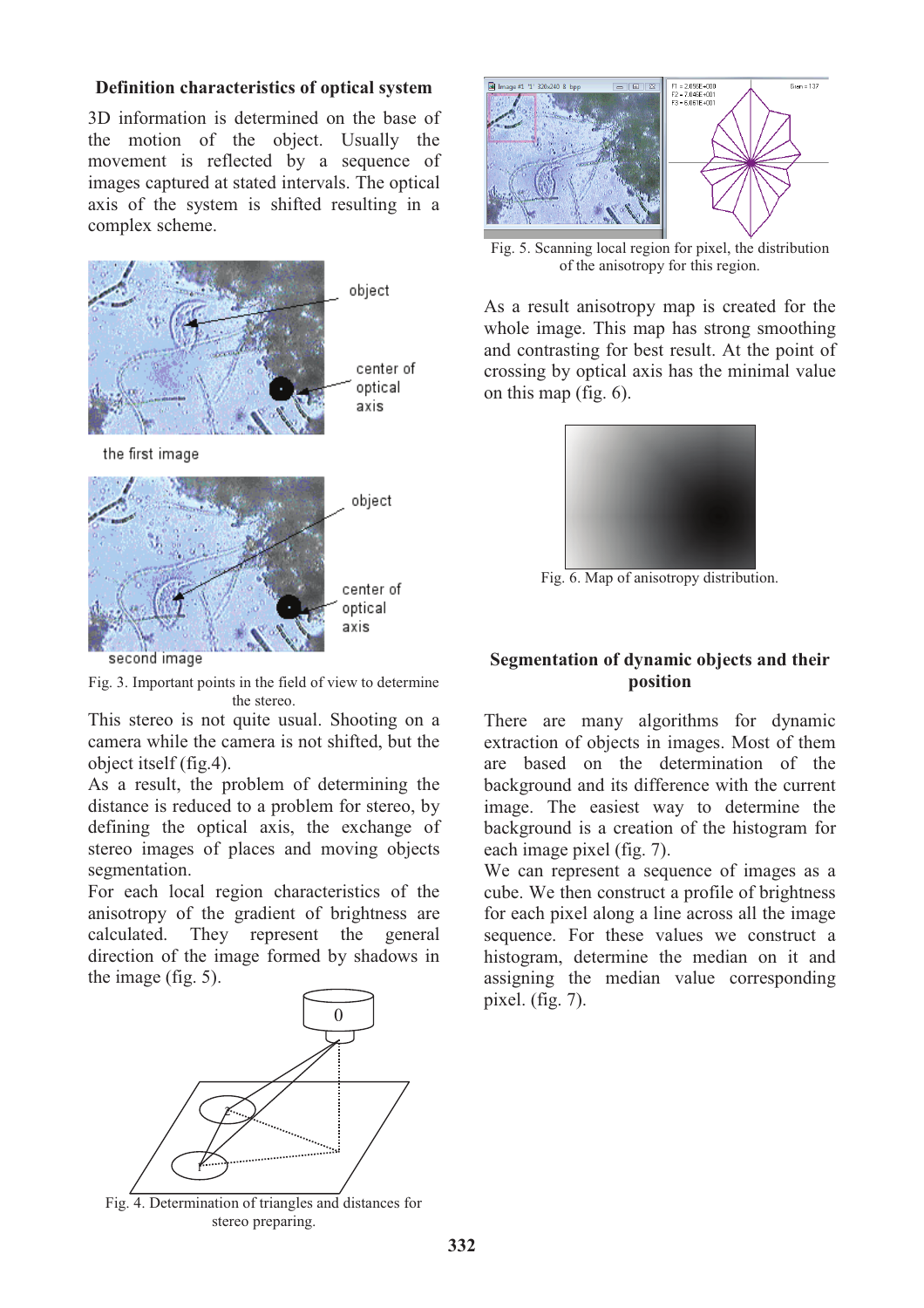### Definition characteristics of optical system

3D information is determined on the base of the motion of the object. Usually the movement is reflected by a sequence of images captured at stated intervals. The optical axis of the system is shifted resulting in a complex scheme.

Fig. 3. Important points in the field of view to determine the stereo.

This stereo is not quite usual. Shooting on a camera while the camera is not shifted, but the object itself (fig.4).

As a result, the problem of determining the distance is reduced to a problem for stereo, by defining the optical axis, the exchange of stereo images of places and moving objects segmentation.

For each local region characteristics of the anisotropy of the gradient of brightness are calculated. They represent the general direction of the image formed by shadows in the image (fig. 5).

Fig. 4. Determination of triangles and distances for stereo preparing.

Fig. 5. Scanning local region for pixel, the distribution of the anisotropy for this region.

As a result anisotropy map is created for the whole image. This map has strong smoothing and contrasting for best result. At the point of crossing by optical axis has the minimal value on this map (fig. 6).

Fig. 6. Map of anisotropy distribution.

### Segmentation of dynamic objects and their position

There are many algorithms for dynamic extraction of objects in images. Most of them are based on the determination of the background and its difference with the current image. The easiest way to determine the background is a creation of the histogram for each image pixel (fig. 7).

We can represent a sequence of images as a cube. We then construct a profile of brightness for each pixel along a line across all the image sequence. For these values we construct a histogram, determine the median on it and assigning the median value corresponding pixel. (fig. 7).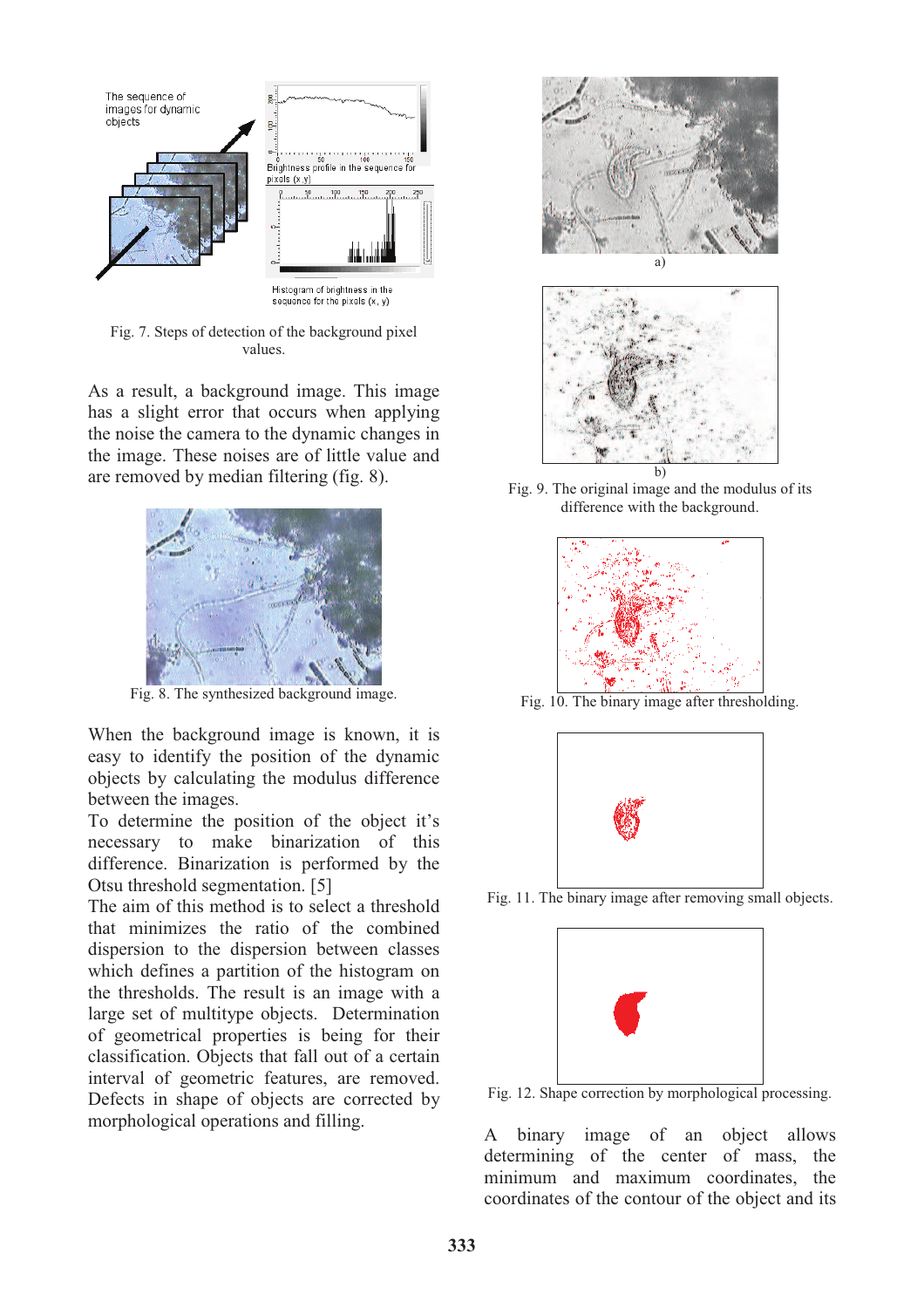Fig. 7. Steps of detection of the background pixel values.

As a result, a background image. This image has a slight error that occurs when applying the noise the camera to the dynamic changes in the image. These noises are of little value and are removed by median filtering (fig. 8).

Fig. 8. The synthesized background image.

When the background image is known, it is easy to identify the position of the dynamic objects by calculating the modulus difference between the images.

To determine the position of the object it's necessary to make binarization of this difference. Binarization is performed by the Otsu threshold segmentation. [5]

The aim of this method is to select a threshold that minimizes the ratio of the combined dispersion to the dispersion between classes which defines a partition of the histogram on the thresholds. The result is an image with a large set of multitype objects. Determination of geometrical properties is being for their classification. Objects that fall out of a certain interval of geometric features, are removed. Defects in shape of objects are corrected by morphological operations and filling.

Fig. 9. The original image and the modulus of its difference with the background.

Fig. 10. The binary image after thresholding.

Fig. 11. The binary image after removing small objects.

Fig. 12. Shape correction by morphological processing.

A binary image of an object allows determining of the center of mass, the minimum and maximum coordinates, the coordinates of the contour of the object and its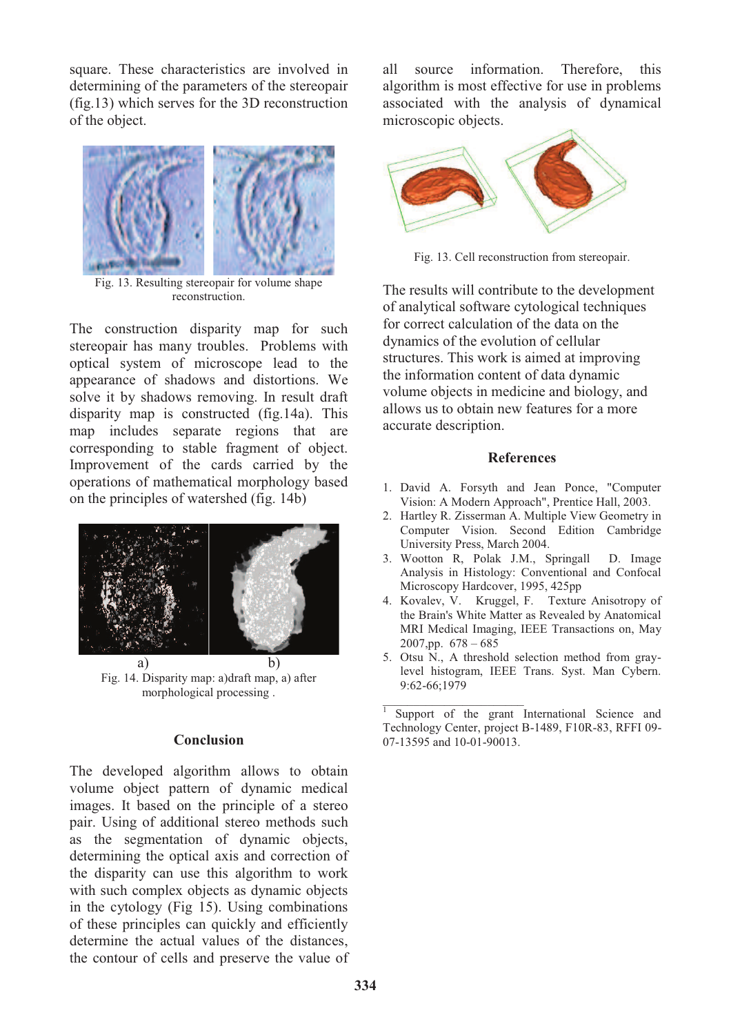square. These characteristics are involved in determining of the parameters of the stereopair (fig.13) which serves for the 3D reconstruction of the object.

Fig. 13. Resulting stereopair for volume shape reconstruction.

The construction disparity map for such stereopair has many troubles. Problems with optical system of microscope lead to the appearance of shadows and distortions. We solve it by shadows removing. In result draft disparity map is constructed (fig.14a). This map includes separate regions that are corresponding to stable fragment of object. Improvement of the cards carried by the operations of mathematical morphology based on the principles of watershed (fig. 14b)

a) b)

Fig. 14. Disparity map: a)draft map, a) after morphological processing .

## Conclusion

The developed algorithm allows to obtain volume object pattern of dynamic medical images. It based on the principle of a stereo pair. Using of additional stereo methods such as the segmentation of dynamic objects, determining the optical axis and correction of the disparity can use this algorithm to work with such complex objects as dynamic objects in the cytology (Fig 15). Using combinations of these principles can quickly and efficiently determine the actual values of the distances, the contour of cells and preserve the value of all source information. Therefore, this algorithm is most effective for use in problems associated with the analysis of dynamical microscopic objects.

Fig. 13. Cell reconstruction from stereopair.

The results will contribute to the development of analytical software cytological techniques for correct calculation of the data on the dynamics of the evolution of cellular structures. This work is aimed at improving the information content of data dynamic volume objects in medicine and biology, and allows us to obtain new features for a more accurate description.

## References

1. David A. Forsyth and Jean Ponce, "Computer Vision: A Modern Approach", Prentice Hall, 2003.
2. Hartley R. Zisserman A. Multiple View Geometry in Computer Vision. Second Edition Cambridge University Press, March 2004.
3. Wootton R, Polak J.M., Springall D. Image Analysis in Histology: Conventional and Confocal Microscopy Hardcover, 1995, 425pp
4. Kovalev, V. Kruggel, F. Texture Anisotropy of the Brain's White Matter as Revealed by Anatomical MRI Medical Imaging, IEEE Transactions on, May 2007,pp. 678 – 685
5. Otsu N., A threshold selection method from gray-level histogram, IEEE Trans. Syst. Man Cybern. 9:62-66;1979

[1] Support of the grant International Science and Technology Center, project B-1489, F10R-83, RFFI 09-07-13595 and 10-01-90013.